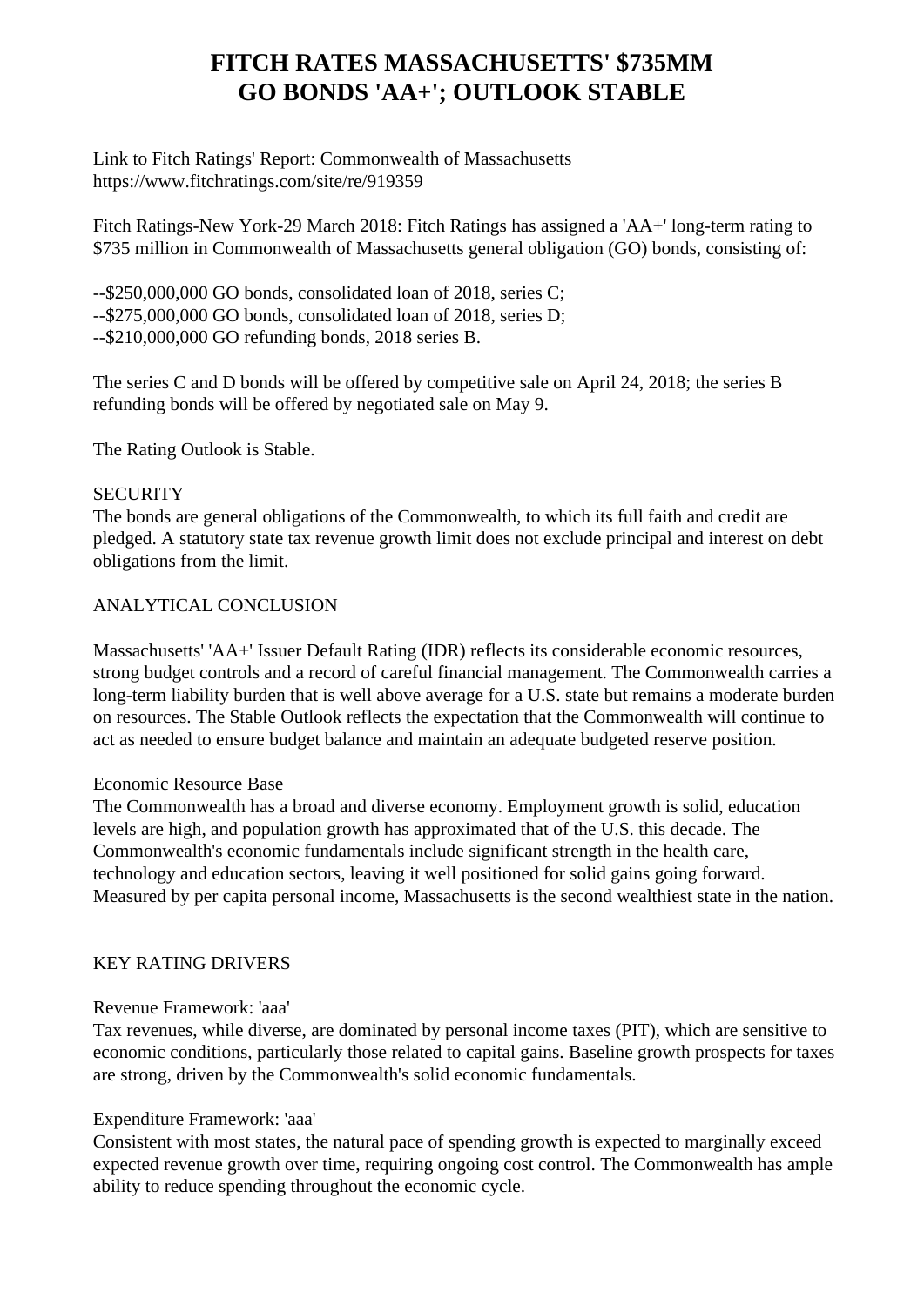# FITCH RATES MASSACHUSETTS' $735MM GO BONDS 'AA+'; OUTLOOK STABLE

Link to Fitch Ratings' Report: Commonwealth of Massachusetts
https://www.fitchratings.com/site/re/919359

Fitch Ratings-New York-29 March 2018: Fitch Ratings has assigned a 'AA+' long-term rating to $735 million in Commonwealth of Massachusetts general obligation (GO) bonds, consisting of:

--$250,000,000 GO bonds, consolidated loan of 2018, series C;
--$275,000,000 GO bonds, consolidated loan of 2018, series D;
--$210,000,000 GO refunding bonds, 2018 series B.

The series C and D bonds will be offered by competitive sale on April 24, 2018; the series B refunding bonds will be offered by negotiated sale on May 9.

The Rating Outlook is Stable.

SECURITY
The bonds are general obligations of the Commonwealth, to which its full faith and credit are pledged. A statutory state tax revenue growth limit does not exclude principal and interest on debt obligations from the limit.

ANALYTICAL CONCLUSION

Massachusetts' 'AA+' Issuer Default Rating (IDR) reflects its considerable economic resources, strong budget controls and a record of careful financial management. The Commonwealth carries a long-term liability burden that is well above average for a U.S. state but remains a moderate burden on resources. The Stable Outlook reflects the expectation that the Commonwealth will continue to act as needed to ensure budget balance and maintain an adequate budgeted reserve position.

Economic Resource Base
The Commonwealth has a broad and diverse economy. Employment growth is solid, education levels are high, and population growth has approximated that of the U.S. this decade. The Commonwealth's economic fundamentals include significant strength in the health care, technology and education sectors, leaving it well positioned for solid gains going forward. Measured by per capita personal income, Massachusetts is the second wealthiest state in the nation.

KEY RATING DRIVERS

Revenue Framework: 'aaa'
Tax revenues, while diverse, are dominated by personal income taxes (PIT), which are sensitive to economic conditions, particularly those related to capital gains. Baseline growth prospects for taxes are strong, driven by the Commonwealth's solid economic fundamentals.

Expenditure Framework: 'aaa'
Consistent with most states, the natural pace of spending growth is expected to marginally exceed expected revenue growth over time, requiring ongoing cost control. The Commonwealth has ample ability to reduce spending throughout the economic cycle.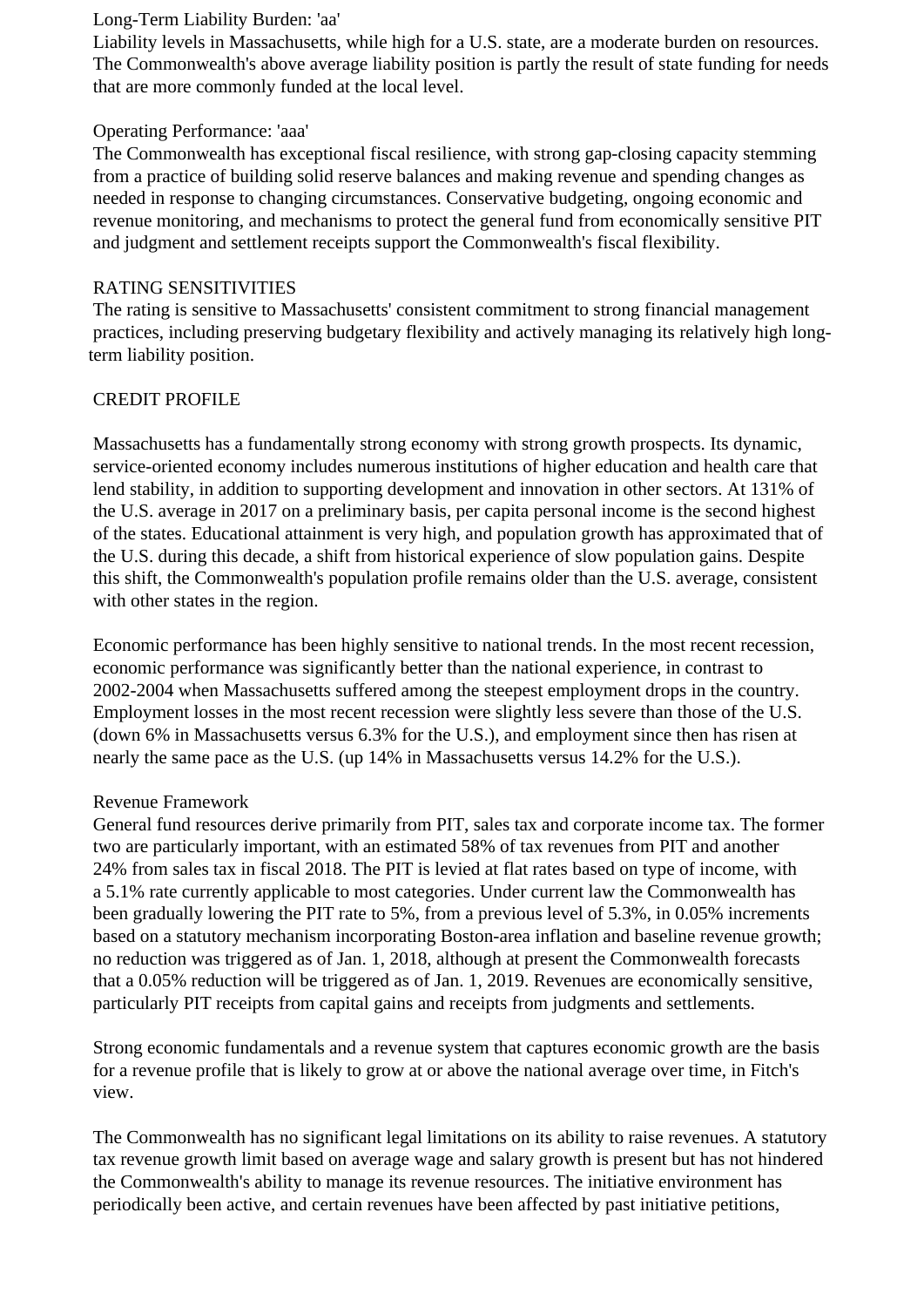Long-Term Liability Burden: 'aa'

Liability levels in Massachusetts, while high for a U.S. state, are a moderate burden on resources. The Commonwealth's above average liability position is partly the result of state funding for needs that are more commonly funded at the local level.

Operating Performance: 'aaa'

The Commonwealth has exceptional fiscal resilience, with strong gap-closing capacity stemming from a practice of building solid reserve balances and making revenue and spending changes as needed in response to changing circumstances. Conservative budgeting, ongoing economic and revenue monitoring, and mechanisms to protect the general fund from economically sensitive PIT and judgment and settlement receipts support the Commonwealth's fiscal flexibility.

RATING SENSITIVITIES

The rating is sensitive to Massachusetts' consistent commitment to strong financial management practices, including preserving budgetary flexibility and actively managing its relatively high long-term liability position.

CREDIT PROFILE

Massachusetts has a fundamentally strong economy with strong growth prospects. Its dynamic, service-oriented economy includes numerous institutions of higher education and health care that lend stability, in addition to supporting development and innovation in other sectors. At 131% of the U.S. average in 2017 on a preliminary basis, per capita personal income is the second highest of the states. Educational attainment is very high, and population growth has approximated that of the U.S. during this decade, a shift from historical experience of slow population gains. Despite this shift, the Commonwealth's population profile remains older than the U.S. average, consistent with other states in the region.

Economic performance has been highly sensitive to national trends. In the most recent recession, economic performance was significantly better than the national experience, in contrast to 2002-2004 when Massachusetts suffered among the steepest employment drops in the country. Employment losses in the most recent recession were slightly less severe than those of the U.S. (down 6% in Massachusetts versus 6.3% for the U.S.), and employment since then has risen at nearly the same pace as the U.S. (up 14% in Massachusetts versus 14.2% for the U.S.).

Revenue Framework

General fund resources derive primarily from PIT, sales tax and corporate income tax. The former two are particularly important, with an estimated 58% of tax revenues from PIT and another 24% from sales tax in fiscal 2018. The PIT is levied at flat rates based on type of income, with a 5.1% rate currently applicable to most categories. Under current law the Commonwealth has been gradually lowering the PIT rate to 5%, from a previous level of 5.3%, in 0.05% increments based on a statutory mechanism incorporating Boston-area inflation and baseline revenue growth; no reduction was triggered as of Jan. 1, 2018, although at present the Commonwealth forecasts that a 0.05% reduction will be triggered as of Jan. 1, 2019. Revenues are economically sensitive, particularly PIT receipts from capital gains and receipts from judgments and settlements.

Strong economic fundamentals and a revenue system that captures economic growth are the basis for a revenue profile that is likely to grow at or above the national average over time, in Fitch's view.

The Commonwealth has no significant legal limitations on its ability to raise revenues. A statutory tax revenue growth limit based on average wage and salary growth is present but has not hindered the Commonwealth's ability to manage its revenue resources. The initiative environment has periodically been active, and certain revenues have been affected by past initiative petitions,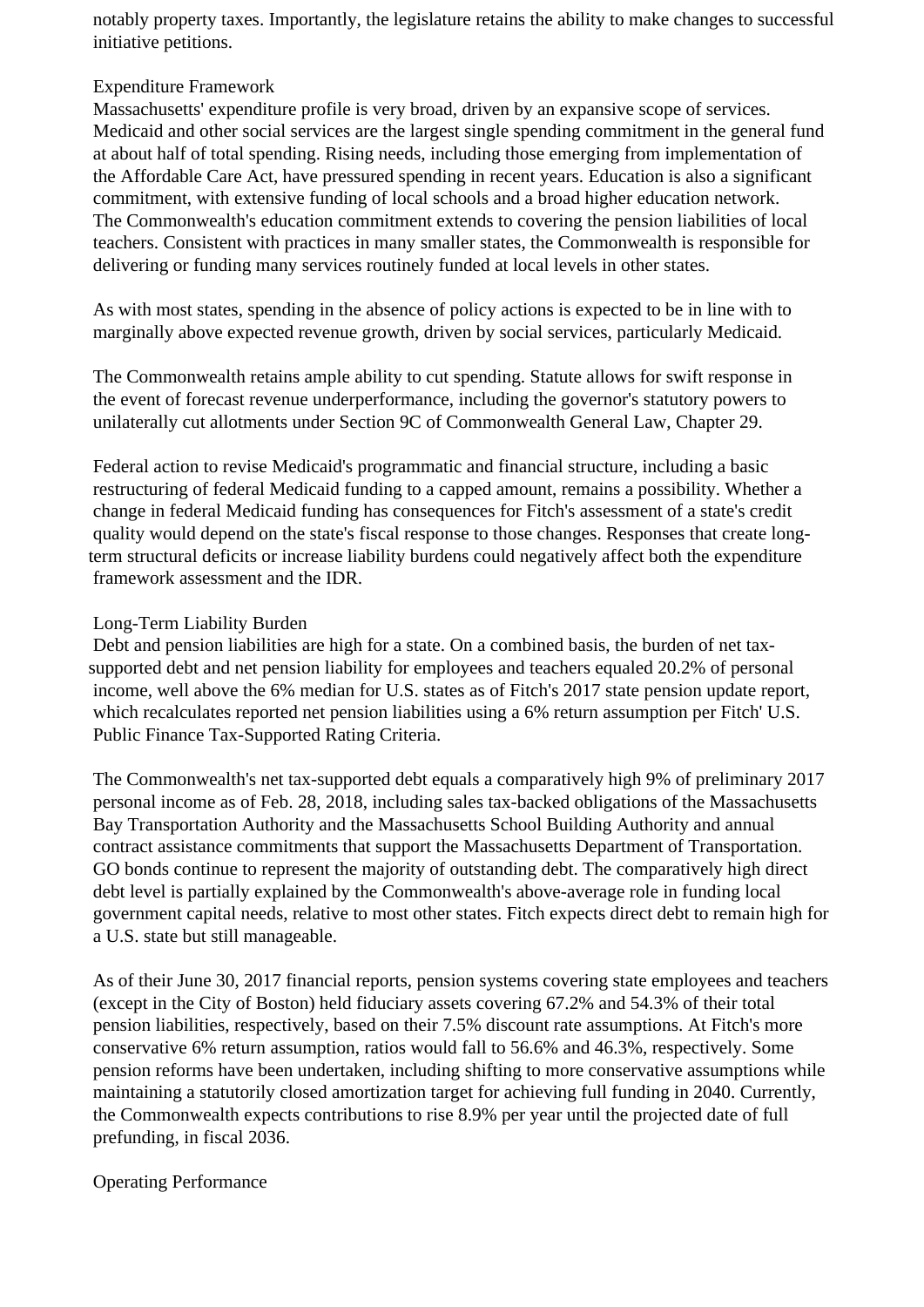notably property taxes. Importantly, the legislature retains the ability to make changes to successful initiative petitions.

## Expenditure Framework

Massachusetts' expenditure profile is very broad, driven by an expansive scope of services. Medicaid and other social services are the largest single spending commitment in the general fund at about half of total spending. Rising needs, including those emerging from implementation of the Affordable Care Act, have pressured spending in recent years. Education is also a significant commitment, with extensive funding of local schools and a broad higher education network. The Commonwealth's education commitment extends to covering the pension liabilities of local teachers. Consistent with practices in many smaller states, the Commonwealth is responsible for delivering or funding many services routinely funded at local levels in other states.

As with most states, spending in the absence of policy actions is expected to be in line with to marginally above expected revenue growth, driven by social services, particularly Medicaid.

The Commonwealth retains ample ability to cut spending. Statute allows for swift response in the event of forecast revenue underperformance, including the governor's statutory powers to unilaterally cut allotments under Section 9C of Commonwealth General Law, Chapter 29.

Federal action to revise Medicaid's programmatic and financial structure, including a basic restructuring of federal Medicaid funding to a capped amount, remains a possibility. Whether a change in federal Medicaid funding has consequences for Fitch's assessment of a state's credit quality would depend on the state's fiscal response to those changes. Responses that create long-term structural deficits or increase liability burdens could negatively affect both the expenditure framework assessment and the IDR.

## Long-Term Liability Burden

Debt and pension liabilities are high for a state. On a combined basis, the burden of net tax-supported debt and net pension liability for employees and teachers equaled 20.2% of personal income, well above the 6% median for U.S. states as of Fitch's 2017 state pension update report, which recalculates reported net pension liabilities using a 6% return assumption per Fitch' U.S. Public Finance Tax-Supported Rating Criteria.

The Commonwealth's net tax-supported debt equals a comparatively high 9% of preliminary 2017 personal income as of Feb. 28, 2018, including sales tax-backed obligations of the Massachusetts Bay Transportation Authority and the Massachusetts School Building Authority and annual contract assistance commitments that support the Massachusetts Department of Transportation. GO bonds continue to represent the majority of outstanding debt. The comparatively high direct debt level is partially explained by the Commonwealth's above-average role in funding local government capital needs, relative to most other states. Fitch expects direct debt to remain high for a U.S. state but still manageable.

As of their June 30, 2017 financial reports, pension systems covering state employees and teachers (except in the City of Boston) held fiduciary assets covering 67.2% and 54.3% of their total pension liabilities, respectively, based on their 7.5% discount rate assumptions. At Fitch's more conservative 6% return assumption, ratios would fall to 56.6% and 46.3%, respectively. Some pension reforms have been undertaken, including shifting to more conservative assumptions while maintaining a statutorily closed amortization target for achieving full funding in 2040. Currently, the Commonwealth expects contributions to rise 8.9% per year until the projected date of full prefunding, in fiscal 2036.

## Operating Performance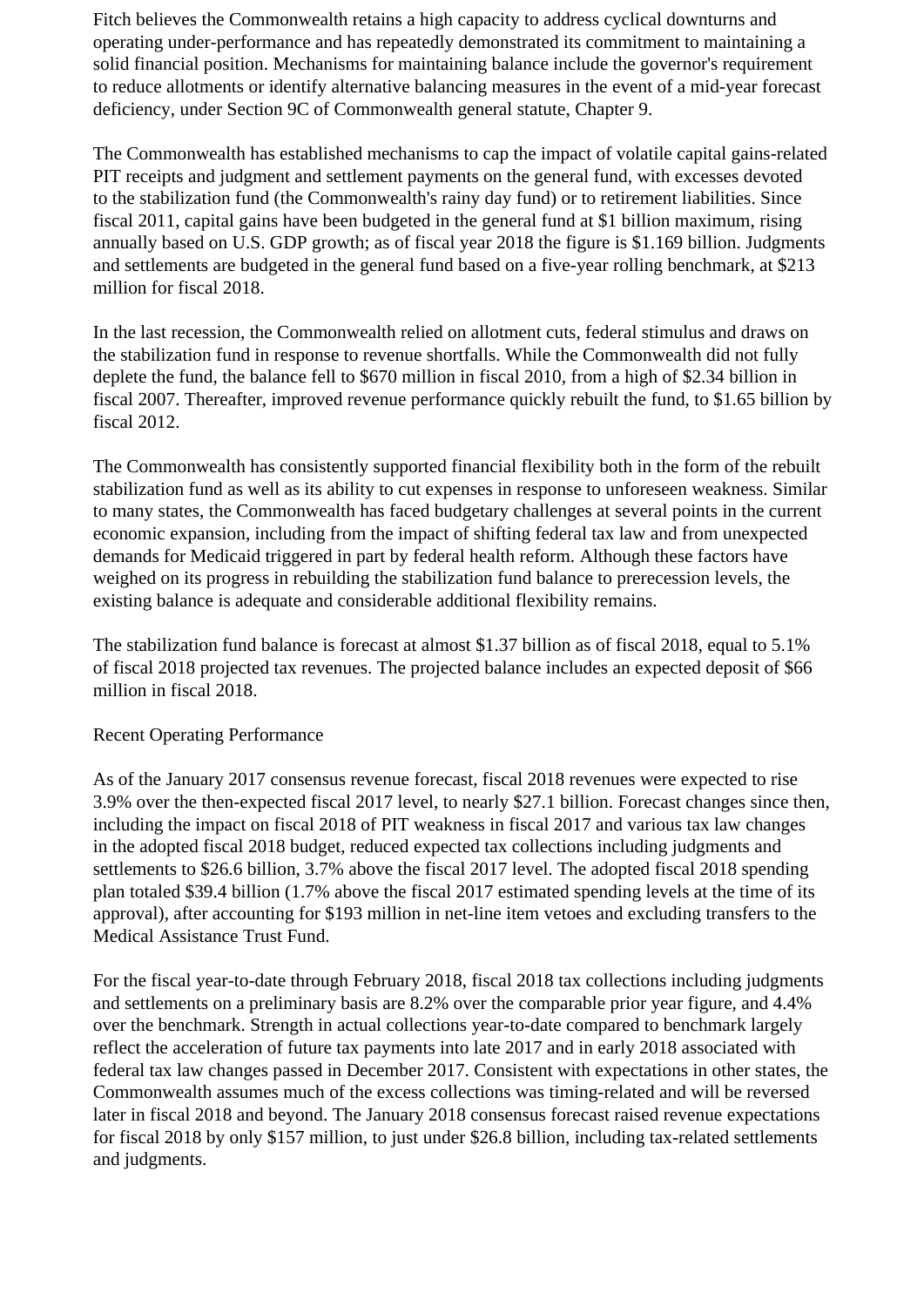Fitch believes the Commonwealth retains a high capacity to address cyclical downturns and operating under-performance and has repeatedly demonstrated its commitment to maintaining a solid financial position. Mechanisms for maintaining balance include the governor's requirement to reduce allotments or identify alternative balancing measures in the event of a mid-year forecast deficiency, under Section 9C of Commonwealth general statute, Chapter 9.

The Commonwealth has established mechanisms to cap the impact of volatile capital gains-related PIT receipts and judgment and settlement payments on the general fund, with excesses devoted to the stabilization fund (the Commonwealth's rainy day fund) or to retirement liabilities. Since fiscal 2011, capital gains have been budgeted in the general fund at $1 billion maximum, rising annually based on U.S. GDP growth; as of fiscal year 2018 the figure is $1.169 billion. Judgments and settlements are budgeted in the general fund based on a five-year rolling benchmark, at $213 million for fiscal 2018.

In the last recession, the Commonwealth relied on allotment cuts, federal stimulus and draws on the stabilization fund in response to revenue shortfalls. While the Commonwealth did not fully deplete the fund, the balance fell to $670 million in fiscal 2010, from a high of $2.34 billion in fiscal 2007. Thereafter, improved revenue performance quickly rebuilt the fund, to $1.65 billion by fiscal 2012.

The Commonwealth has consistently supported financial flexibility both in the form of the rebuilt stabilization fund as well as its ability to cut expenses in response to unforeseen weakness. Similar to many states, the Commonwealth has faced budgetary challenges at several points in the current economic expansion, including from the impact of shifting federal tax law and from unexpected demands for Medicaid triggered in part by federal health reform. Although these factors have weighed on its progress in rebuilding the stabilization fund balance to prerecession levels, the existing balance is adequate and considerable additional flexibility remains.

The stabilization fund balance is forecast at almost $1.37 billion as of fiscal 2018, equal to 5.1% of fiscal 2018 projected tax revenues. The projected balance includes an expected deposit of $66 million in fiscal 2018.

Recent Operating Performance

As of the January 2017 consensus revenue forecast, fiscal 2018 revenues were expected to rise 3.9% over the then-expected fiscal 2017 level, to nearly $27.1 billion. Forecast changes since then, including the impact on fiscal 2018 of PIT weakness in fiscal 2017 and various tax law changes in the adopted fiscal 2018 budget, reduced expected tax collections including judgments and settlements to $26.6 billion, 3.7% above the fiscal 2017 level. The adopted fiscal 2018 spending plan totaled $39.4 billion (1.7% above the fiscal 2017 estimated spending levels at the time of its approval), after accounting for $193 million in net-line item vetoes and excluding transfers to the Medical Assistance Trust Fund.

For the fiscal year-to-date through February 2018, fiscal 2018 tax collections including judgments and settlements on a preliminary basis are 8.2% over the comparable prior year figure, and 4.4% over the benchmark. Strength in actual collections year-to-date compared to benchmark largely reflect the acceleration of future tax payments into late 2017 and in early 2018 associated with federal tax law changes passed in December 2017. Consistent with expectations in other states, the Commonwealth assumes much of the excess collections was timing-related and will be reversed later in fiscal 2018 and beyond. The January 2018 consensus forecast raised revenue expectations for fiscal 2018 by only $157 million, to just under $26.8 billion, including tax-related settlements and judgments.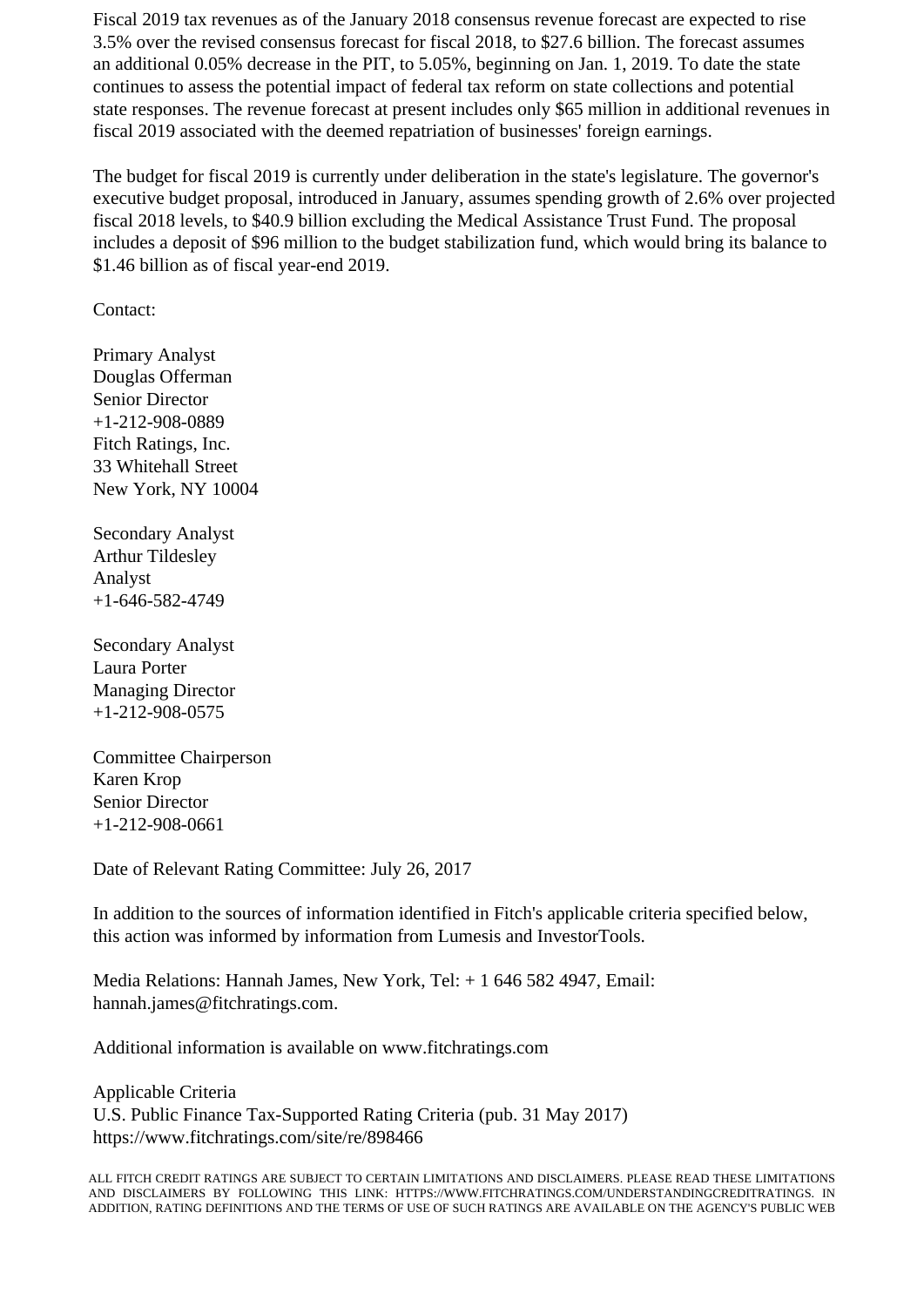Fiscal 2019 tax revenues as of the January 2018 consensus revenue forecast are expected to rise 3.5% over the revised consensus forecast for fiscal 2018, to $27.6 billion. The forecast assumes an additional 0.05% decrease in the PIT, to 5.05%, beginning on Jan. 1, 2019. To date the state continues to assess the potential impact of federal tax reform on state collections and potential state responses. The revenue forecast at present includes only $65 million in additional revenues in fiscal 2019 associated with the deemed repatriation of businesses' foreign earnings.

The budget for fiscal 2019 is currently under deliberation in the state's legislature. The governor's executive budget proposal, introduced in January, assumes spending growth of 2.6% over projected fiscal 2018 levels, to $40.9 billion excluding the Medical Assistance Trust Fund. The proposal includes a deposit of $96 million to the budget stabilization fund, which would bring its balance to $1.46 billion as of fiscal year-end 2019.

Contact:

Primary Analyst
Douglas Offerman
Senior Director
+1-212-908-0889
Fitch Ratings, Inc.
33 Whitehall Street
New York, NY 10004

Secondary Analyst
Arthur Tildesley
Analyst
+1-646-582-4749

Secondary Analyst
Laura Porter
Managing Director
+1-212-908-0575

Committee Chairperson
Karen Krop
Senior Director
+1-212-908-0661

Date of Relevant Rating Committee: July 26, 2017

In addition to the sources of information identified in Fitch's applicable criteria specified below, this action was informed by information from Lumesis and InvestorTools.

Media Relations: Hannah James, New York, Tel: + 1 646 582 4947, Email: hannah.james@fitchratings.com.

Additional information is available on www.fitchratings.com

Applicable Criteria
U.S. Public Finance Tax-Supported Rating Criteria (pub. 31 May 2017)
https://www.fitchratings.com/site/re/898466

ALL FITCH CREDIT RATINGS ARE SUBJECT TO CERTAIN LIMITATIONS AND DISCLAIMERS. PLEASE READ THESE LIMITATIONS AND DISCLAIMERS BY FOLLOWING THIS LINK: HTTPS://WWW.FITCHRATINGS.COM/UNDERSTANDINGCREDITRATINGS. IN ADDITION, RATING DEFINITIONS AND THE TERMS OF USE OF SUCH RATINGS ARE AVAILABLE ON THE AGENCY'S PUBLIC WEB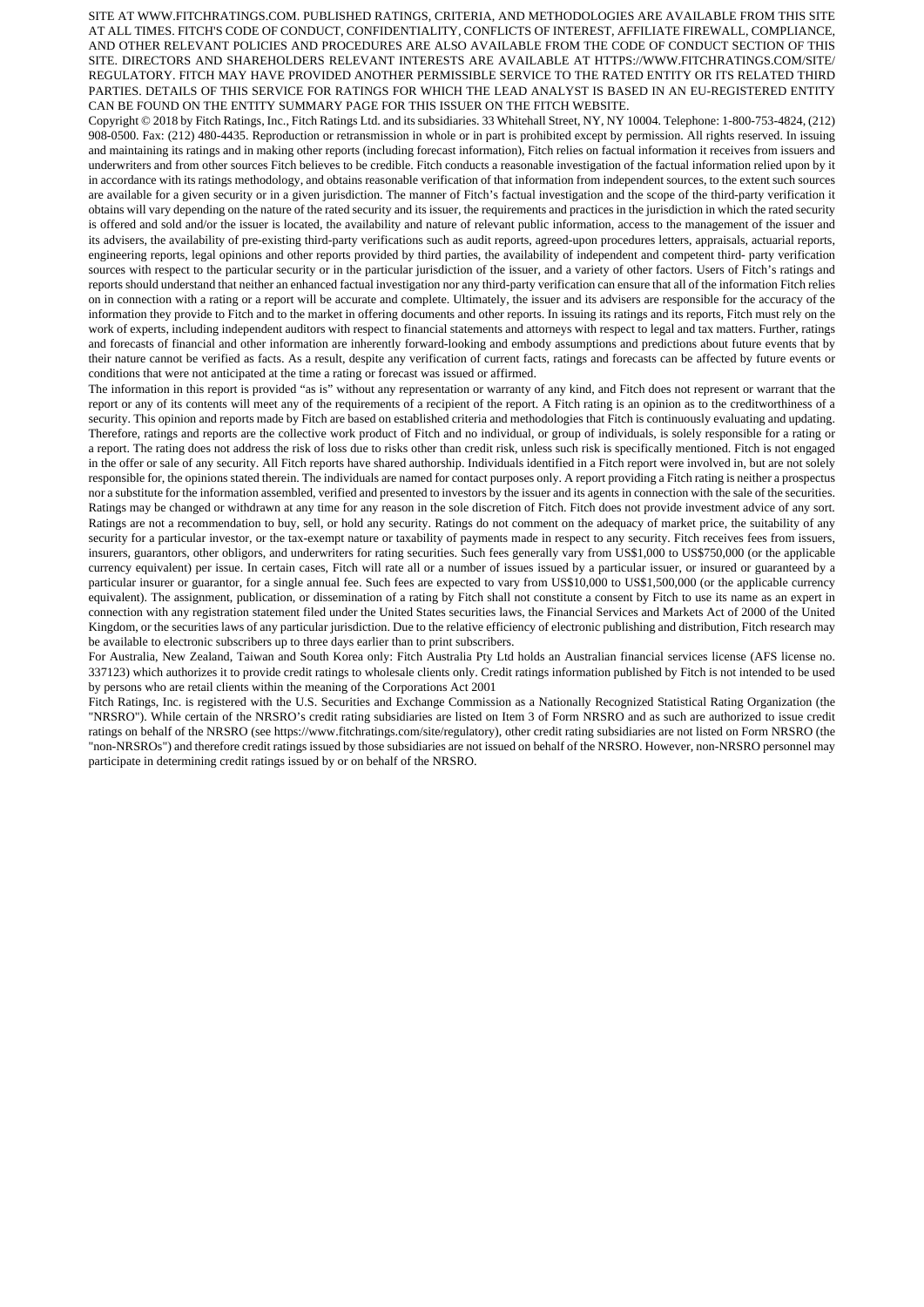SITE AT WWW.FITCHRATINGS.COM. PUBLISHED RATINGS, CRITERIA, AND METHODOLOGIES ARE AVAILABLE FROM THIS SITE AT ALL TIMES. FITCH'S CODE OF CONDUCT, CONFIDENTIALITY, CONFLICTS OF INTEREST, AFFILIATE FIREWALL, COMPLIANCE, AND OTHER RELEVANT POLICIES AND PROCEDURES ARE ALSO AVAILABLE FROM THE CODE OF CONDUCT SECTION OF THIS SITE. DIRECTORS AND SHAREHOLDERS RELEVANT INTERESTS ARE AVAILABLE AT HTTPS://WWW.FITCHRATINGS.COM/SITE/REGULATORY. FITCH MAY HAVE PROVIDED ANOTHER PERMISSIBLE SERVICE TO THE RATED ENTITY OR ITS RELATED THIRD PARTIES. DETAILS OF THIS SERVICE FOR RATINGS FOR WHICH THE LEAD ANALYST IS BASED IN AN EU-REGISTERED ENTITY CAN BE FOUND ON THE ENTITY SUMMARY PAGE FOR THIS ISSUER ON THE FITCH WEBSITE.

Copyright © 2018 by Fitch Ratings, Inc., Fitch Ratings Ltd. and its subsidiaries. 33 Whitehall Street, NY, NY 10004. Telephone: 1-800-753-4824, (212) 908-0500. Fax: (212) 480-4435. Reproduction or retransmission in whole or in part is prohibited except by permission. All rights reserved. In issuing and maintaining its ratings and in making other reports (including forecast information), Fitch relies on factual information it receives from issuers and underwriters and from other sources Fitch believes to be credible. Fitch conducts a reasonable investigation of the factual information relied upon by it in accordance with its ratings methodology, and obtains reasonable verification of that information from independent sources, to the extent such sources are available for a given security or in a given jurisdiction. The manner of Fitch's factual investigation and the scope of the third-party verification it obtains will vary depending on the nature of the rated security and its issuer, the requirements and practices in the jurisdiction in which the rated security is offered and sold and/or the issuer is located, the availability and nature of relevant public information, access to the management of the issuer and its advisers, the availability of pre-existing third-party verifications such as audit reports, agreed-upon procedures letters, appraisals, actuarial reports, engineering reports, legal opinions and other reports provided by third parties, the availability of independent and competent third- party verification sources with respect to the particular security or in the particular jurisdiction of the issuer, and a variety of other factors. Users of Fitch's ratings and reports should understand that neither an enhanced factual investigation nor any third-party verification can ensure that all of the information Fitch relies on in connection with a rating or a report will be accurate and complete. Ultimately, the issuer and its advisers are responsible for the accuracy of the information they provide to Fitch and to the market in offering documents and other reports. In issuing its ratings and its reports, Fitch must rely on the work of experts, including independent auditors with respect to financial statements and attorneys with respect to legal and tax matters. Further, ratings and forecasts of financial and other information are inherently forward-looking and embody assumptions and predictions about future events that by their nature cannot be verified as facts. As a result, despite any verification of current facts, ratings and forecasts can be affected by future events or conditions that were not anticipated at the time a rating or forecast was issued or affirmed.

The information in this report is provided "as is" without any representation or warranty of any kind, and Fitch does not represent or warrant that the report or any of its contents will meet any of the requirements of a recipient of the report. A Fitch rating is an opinion as to the creditworthiness of a security. This opinion and reports made by Fitch are based on established criteria and methodologies that Fitch is continuously evaluating and updating. Therefore, ratings and reports are the collective work product of Fitch and no individual, or group of individuals, is solely responsible for a rating or a report. The rating does not address the risk of loss due to risks other than credit risk, unless such risk is specifically mentioned. Fitch is not engaged in the offer or sale of any security. All Fitch reports have shared authorship. Individuals identified in a Fitch report were involved in, but are not solely responsible for, the opinions stated therein. The individuals are named for contact purposes only. A report providing a Fitch rating is neither a prospectus nor a substitute for the information assembled, verified and presented to investors by the issuer and its agents in connection with the sale of the securities. Ratings may be changed or withdrawn at any time for any reason in the sole discretion of Fitch. Fitch does not provide investment advice of any sort. Ratings are not a recommendation to buy, sell, or hold any security. Ratings do not comment on the adequacy of market price, the suitability of any security for a particular investor, or the tax-exempt nature or taxability of payments made in respect to any security. Fitch receives fees from issuers, insurers, guarantors, other obligors, and underwriters for rating securities. Such fees generally vary from US$1,000 to US$750,000 (or the applicable currency equivalent) per issue. In certain cases, Fitch will rate all or a number of issues issued by a particular issuer, or insured or guaranteed by a particular insurer or guarantor, for a single annual fee. Such fees are expected to vary from US$10,000 to US$1,500,000 (or the applicable currency equivalent). The assignment, publication, or dissemination of a rating by Fitch shall not constitute a consent by Fitch to use its name as an expert in connection with any registration statement filed under the United States securities laws, the Financial Services and Markets Act of 2000 of the United Kingdom, or the securities laws of any particular jurisdiction. Due to the relative efficiency of electronic publishing and distribution, Fitch research may be available to electronic subscribers up to three days earlier than to print subscribers.

For Australia, New Zealand, Taiwan and South Korea only: Fitch Australia Pty Ltd holds an Australian financial services license (AFS license no. 337123) which authorizes it to provide credit ratings to wholesale clients only. Credit ratings information published by Fitch is not intended to be used by persons who are retail clients within the meaning of the Corporations Act 2001

Fitch Ratings, Inc. is registered with the U.S. Securities and Exchange Commission as a Nationally Recognized Statistical Rating Organization (the "NRSRO"). While certain of the NRSRO's credit rating subsidiaries are listed on Item 3 of Form NRSRO and as such are authorized to issue credit ratings on behalf of the NRSRO (see https://www.fitchratings.com/site/regulatory), other credit rating subsidiaries are not listed on Form NRSRO (the "non-NRSROs") and therefore credit ratings issued by those subsidiaries are not issued on behalf of the NRSRO. However, non-NRSRO personnel may participate in determining credit ratings issued by or on behalf of the NRSRO.